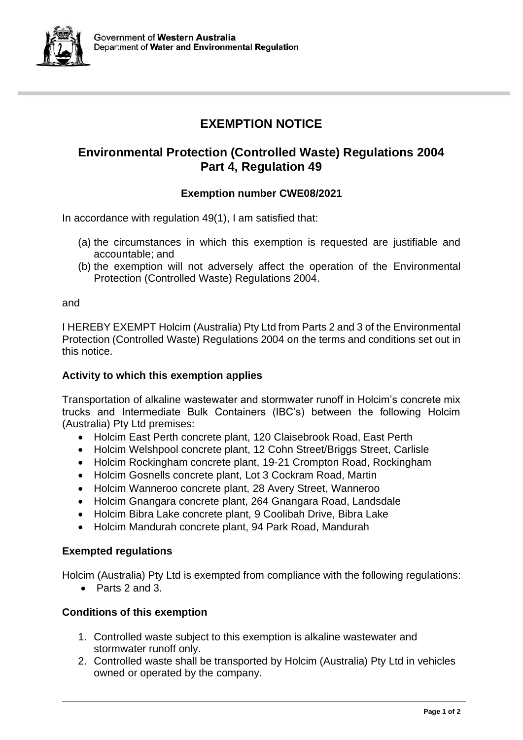Government of **Western Australia**
Department of **Water and Environmental Regulation**

# EXEMPTION NOTICE

## Environmental Protection (Controlled Waste) Regulations 2004 Part 4, Regulation 49

### Exemption number CWE08/2021

In accordance with regulation 49(1), I am satisfied that:

(a) the circumstances in which this exemption is requested are justifiable and accountable; and

(b) the exemption will not adversely affect the operation of the Environmental Protection (Controlled Waste) Regulations 2004.

and

I HEREBY EXEMPT Holcim (Australia) Pty Ltd from Parts 2 and 3 of the Environmental Protection (Controlled Waste) Regulations 2004 on the terms and conditions set out in this notice.

**Activity to which this exemption applies**

Transportation of alkaline wastewater and stormwater runoff in Holcim's concrete mix trucks and Intermediate Bulk Containers (IBC's) between the following Holcim (Australia) Pty Ltd premises:

- Holcim East Perth concrete plant, 120 Claisebrook Road, East Perth
- Holcim Welshpool concrete plant, 12 Cohn Street/Briggs Street, Carlisle
- Holcim Rockingham concrete plant, 19-21 Crompton Road, Rockingham
- Holcim Gosnells concrete plant, Lot 3 Cockram Road, Martin
- Holcim Wanneroo concrete plant, 28 Avery Street, Wanneroo
- Holcim Gnangara concrete plant, 264 Gnangara Road, Landsdale
- Holcim Bibra Lake concrete plant, 9 Coolibah Drive, Bibra Lake
- Holcim Mandurah concrete plant, 94 Park Road, Mandurah

**Exempted regulations**

Holcim (Australia) Pty Ltd is exempted from compliance with the following regulations:

- Parts 2 and 3.

**Conditions of this exemption**

1. Controlled waste subject to this exemption is alkaline wastewater and stormwater runoff only.
2. Controlled waste shall be transported by Holcim (Australia) Pty Ltd in vehicles owned or operated by the company.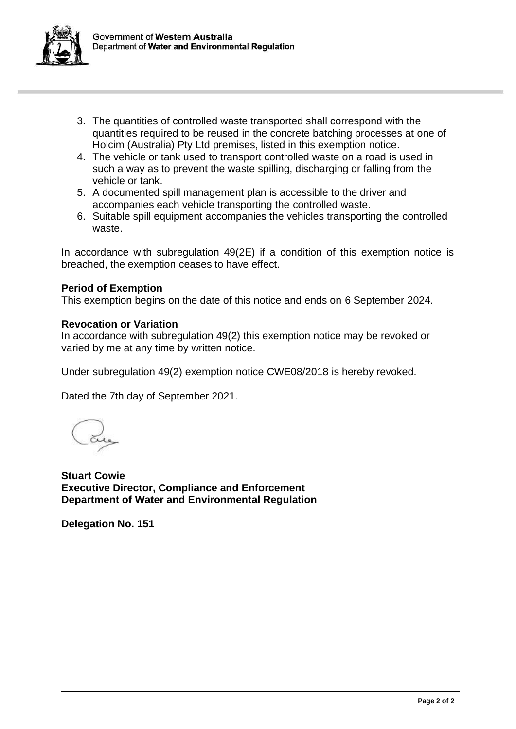3. The quantities of controlled waste transported shall correspond with the quantities required to be reused in the concrete batching processes at one of Holcim (Australia) Pty Ltd premises, listed in this exemption notice.
4. The vehicle or tank used to transport controlled waste on a road is used in such a way as to prevent the waste spilling, discharging or falling from the vehicle or tank.
5. A documented spill management plan is accessible to the driver and accompanies each vehicle transporting the controlled waste.
6. Suitable spill equipment accompanies the vehicles transporting the controlled waste.

In accordance with subregulation 49(2E) if a condition of this exemption notice is breached, the exemption ceases to have effect.

**Period of Exemption**
This exemption begins on the date of this notice and ends on 6 September 2024.

**Revocation or Variation**
In accordance with subregulation 49(2) this exemption notice may be revoked or varied by me at any time by written notice.

Under subregulation 49(2) exemption notice CWE08/2018 is hereby revoked.

Dated the 7th day of September 2021.

**Stuart Cowie**
**Executive Director, Compliance and Enforcement**
**Department of Water and Environmental Regulation**

**Delegation No. 151**